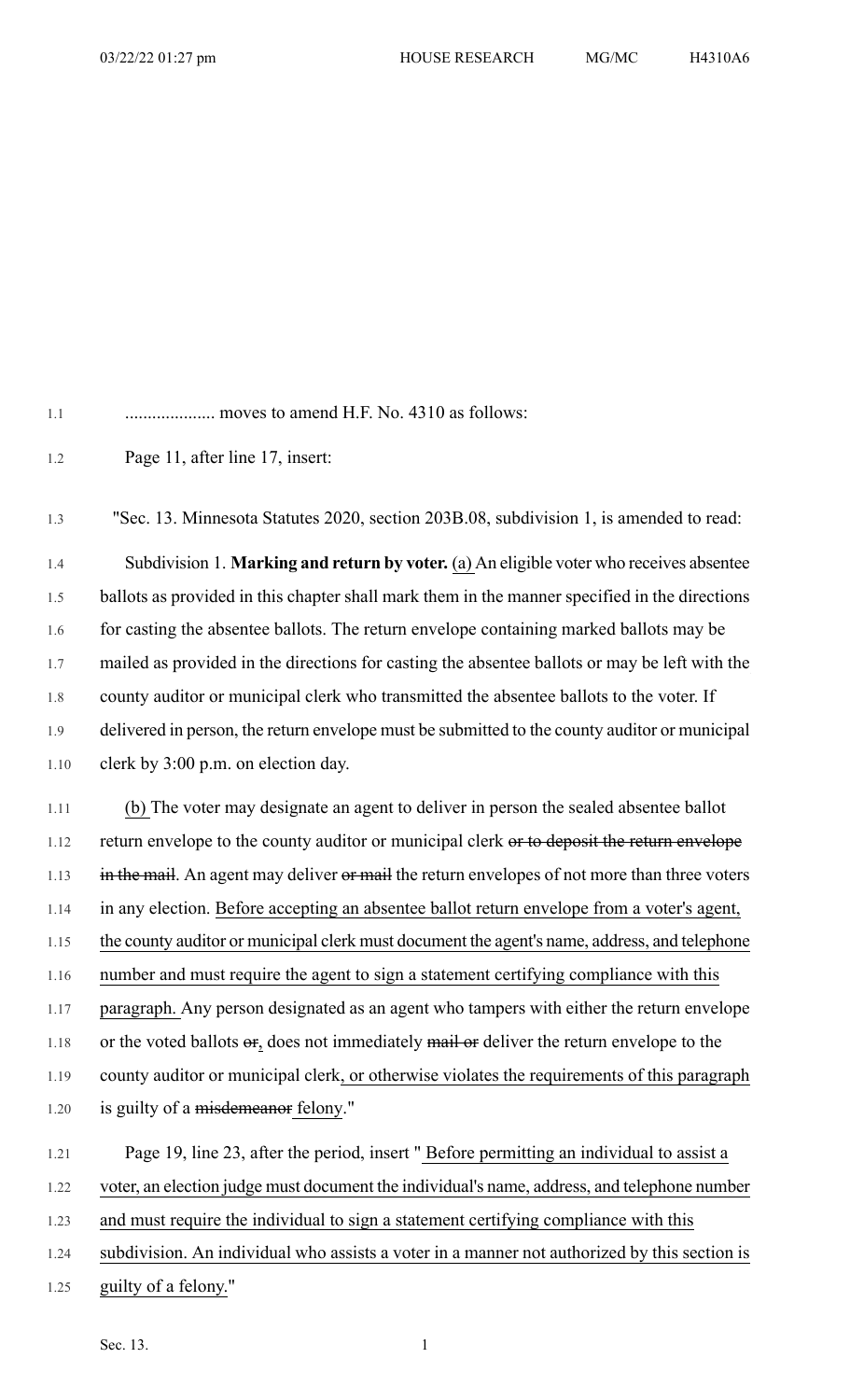.................... moves to amend H.F. No. 4310 as follows:

Page 11, after line 17, insert:

"Sec. 13. Minnesota Statutes 2020, section 203B.08, subdivision 1, is amended to read:

Subdivision 1. **Marking and return by voter.** <u>(a)</u> An eligible voter who receives absentee ballots as provided in this chapter shall mark them in the manner specified in the directions for casting the absentee ballots. The return envelope containing marked ballots may be mailed as provided in the directions for casting the absentee ballots or may be left with the county auditor or municipal clerk who transmitted the absentee ballots to the voter. If delivered in person, the return envelope must be submitted to the county auditor or municipal clerk by 3:00 p.m. on election day.

<u>(b)</u> The voter may designate an agent to deliver in person the sealed absentee ballot return envelope to the county auditor or municipal clerk ~~or to deposit the return envelope in the mail~~. An agent may deliver ~~or mail~~ the return envelopes of not more than three voters in any election. <u>Before accepting an absentee ballot return envelope from a voter's agent, the county auditor or municipal clerk must document the agent's name, address, and telephone number and must require the agent to sign a statement certifying compliance with this paragraph.</u> Any person designated as an agent who tampers with either the return envelope or the voted ballots ~~or~~<u>,</u> does not immediately ~~mail or~~ deliver the return envelope to the county auditor or municipal clerk<u>, or otherwise violates the requirements of this paragraph</u> is guilty of a ~~misdemeanor~~ <u>felony</u>."

Page 19, line 23, after the period, insert "<u> Before permitting an individual to assist a voter, an election judge must document the individual's name, address, and telephone number and must require the individual to sign a statement certifying compliance with this subdivision. An individual who assists a voter in a manner not authorized by this section is guilty of a felony.</u>"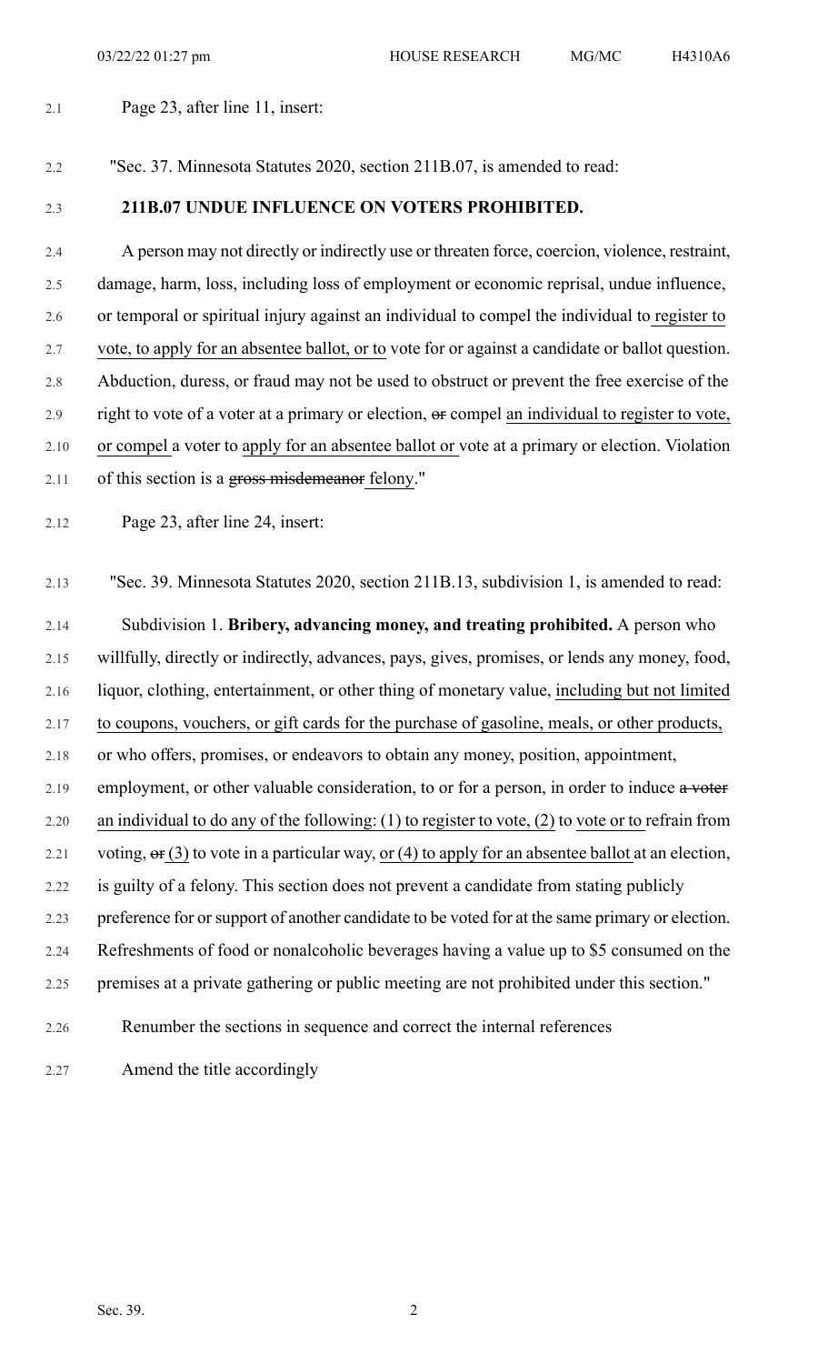Page 23, after line 11, insert:

"Sec. 37. Minnesota Statutes 2020, section 211B.07, is amended to read:

**211B.07 UNDUE INFLUENCE ON VOTERS PROHIBITED.**

A person may not directly or indirectly use or threaten force, coercion, violence, restraint, damage, harm, loss, including loss of employment or economic reprisal, undue influence, or temporal or spiritual injury against an individual to compel the individual to <u>register to vote, to apply for an absentee ballot, or to</u> vote for or against a candidate or ballot question. Abduction, duress, or fraud may not be used to obstruct or prevent the free exercise of the right to vote of a voter at a primary or election, ~~or~~ compel <u>an individual to register to vote, or compel</u> a voter to <u>apply for an absentee ballot or</u> vote at a primary or election. Violation of this section is a ~~gross misdemeanor~~ <u>felony</u>."

Page 23, after line 24, insert:

"Sec. 39. Minnesota Statutes 2020, section 211B.13, subdivision 1, is amended to read:

Subdivision 1. **Bribery, advancing money, and treating prohibited.** A person who willfully, directly or indirectly, advances, pays, gives, promises, or lends any money, food, liquor, clothing, entertainment, or other thing of monetary value, <u>including but not limited to coupons, vouchers, or gift cards for the purchase of gasoline, meals, or other products,</u> or who offers, promises, or endeavors to obtain any money, position, appointment, employment, or other valuable consideration, to or for a person, in order to induce ~~a voter~~ <u>an individual to do any of the following: (1) to register to vote, (2)</u> to <u>vote or to</u> refrain from voting, ~~or~~ <u>(3)</u> to vote in a particular way, <u>or (4) to apply for an absentee ballot</u> at an election, is guilty of a felony. This section does not prevent a candidate from stating publicly preference for or support of another candidate to be voted for at the same primary or election. Refreshments of food or nonalcoholic beverages having a value up to $5 consumed on the premises at a private gathering or public meeting are not prohibited under this section."

Renumber the sections in sequence and correct the internal references

Amend the title accordingly